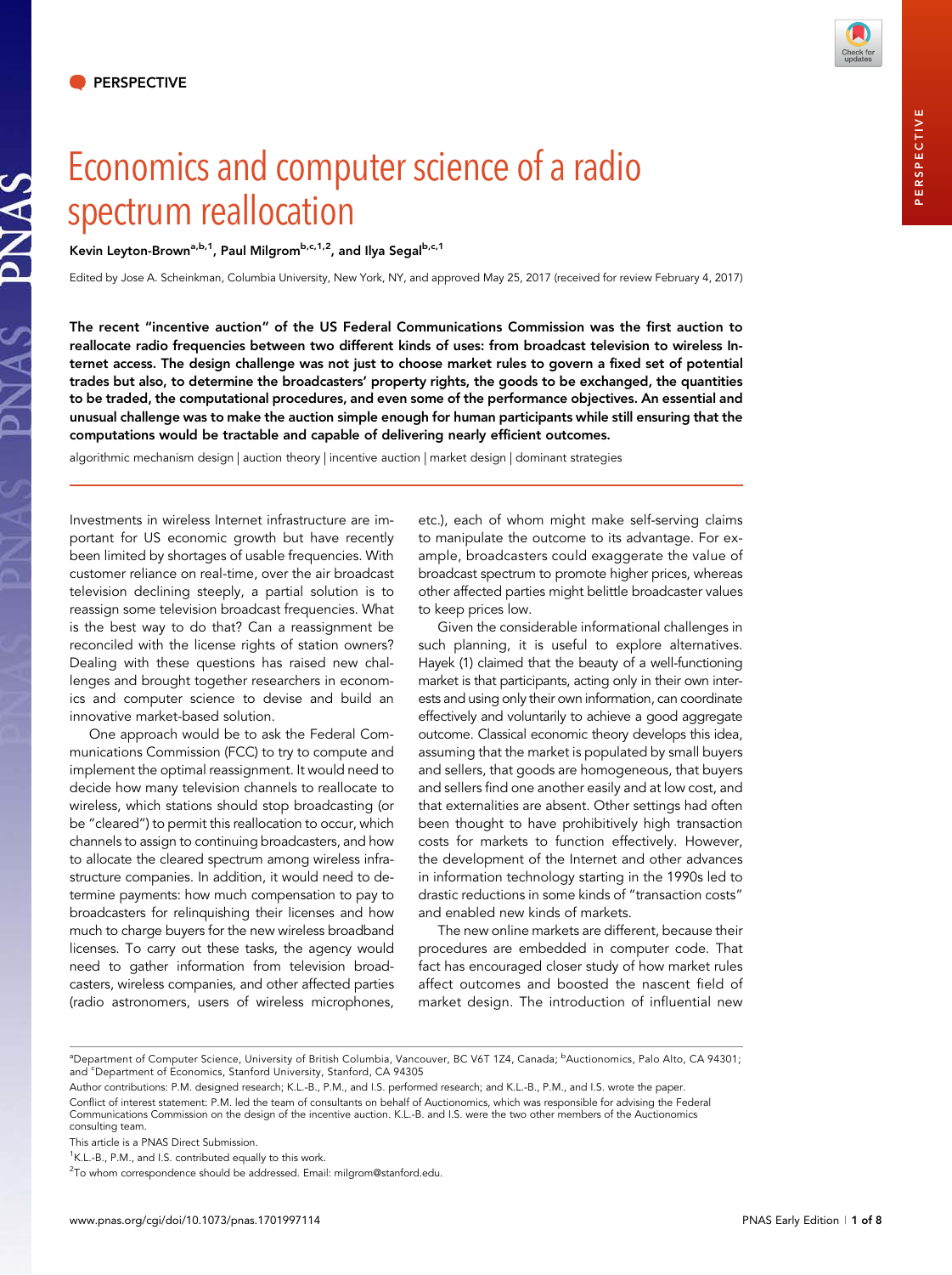PERSPECTIVE

# Economics and computer science of a radio spectrum reallocation

Kevin Leyton-Brown[a,b,1], Paul Milgrom[b,c,1,2], and Ilya Segal[b,c,1]

Edited by Jose A. Scheinkman, Columbia University, New York, NY, and approved May 25, 2017 (received for review February 4, 2017)

**The recent "incentive auction" of the US Federal Communications Commission was the first auction to reallocate radio frequencies between two different kinds of uses: from broadcast television to wireless Internet access. The design challenge was not just to choose market rules to govern a fixed set of potential trades but also, to determine the broadcasters' property rights, the goods to be exchanged, the quantities to be traded, the computational procedures, and even some of the performance objectives. An essential and unusual challenge was to make the auction simple enough for human participants while still ensuring that the computations would be tractable and capable of delivering nearly efficient outcomes.**

algorithmic mechanism design | auction theory | incentive auction | market design | dominant strategies

Investments in wireless Internet infrastructure are important for US economic growth but have recently been limited by shortages of usable frequencies. With customer reliance on real-time, over the air broadcast television declining steeply, a partial solution is to reassign some television broadcast frequencies. What is the best way to do that? Can a reassignment be reconciled with the license rights of station owners? Dealing with these questions has raised new challenges and brought together researchers in economics and computer science to devise and build an innovative market-based solution.

One approach would be to ask the Federal Communications Commission (FCC) to try to compute and implement the optimal reassignment. It would need to decide how many television channels to reallocate to wireless, which stations should stop broadcasting (or be "cleared") to permit this reallocation to occur, which channels to assign to continuing broadcasters, and how to allocate the cleared spectrum among wireless infrastructure companies. In addition, it would need to determine payments: how much compensation to pay to broadcasters for relinquishing their licenses and how much to charge buyers for the new wireless broadband licenses. To carry out these tasks, the agency would need to gather information from television broadcasters, wireless companies, and other affected parties (radio astronomers, users of wireless microphones, etc.), each of whom might make self-serving claims to manipulate the outcome to its advantage. For example, broadcasters could exaggerate the value of broadcast spectrum to promote higher prices, whereas other affected parties might belittle broadcaster values to keep prices low.

Given the considerable informational challenges in such planning, it is useful to explore alternatives. Hayek (1) claimed that the beauty of a well-functioning market is that participants, acting only in their own interests and using only their own information, can coordinate effectively and voluntarily to achieve a good aggregate outcome. Classical economic theory develops this idea, assuming that the market is populated by small buyers and sellers, that goods are homogeneous, that buyers and sellers find one another easily and at low cost, and that externalities are absent. Other settings had often been thought to have prohibitively high transaction costs for markets to function effectively. However, the development of the Internet and other advances in information technology starting in the 1990s led to drastic reductions in some kinds of "transaction costs" and enabled new kinds of markets.

The new online markets are different, because their procedures are embedded in computer code. That fact has encouraged closer study of how market rules affect outcomes and boosted the nascent field of market design. The introduction of influential new

---

[a]Department of Computer Science, University of British Columbia, Vancouver, BC V6T 1Z4, Canada; [b]Auctionomics, Palo Alto, CA 94301; and [c]Department of Economics, Stanford University, Stanford, CA 94305

Author contributions: P.M. designed research; K.L.-B., P.M., and I.S. performed research; and K.L.-B., P.M., and I.S. wrote the paper.

Conflict of interest statement: P.M. led the team of consultants on behalf of Auctionomics, which was responsible for advising the Federal Communications Commission on the design of the incentive auction. K.L.-B. and I.S. were the two other members of the Auctionomics consulting team.

This article is a PNAS Direct Submission.

[1]K.L.-B., P.M., and I.S. contributed equally to this work.

[2]To whom correspondence should be addressed. Email: milgrom@stanford.edu.

www.pnas.org/cgi/doi/10.1073/pnas.1701997114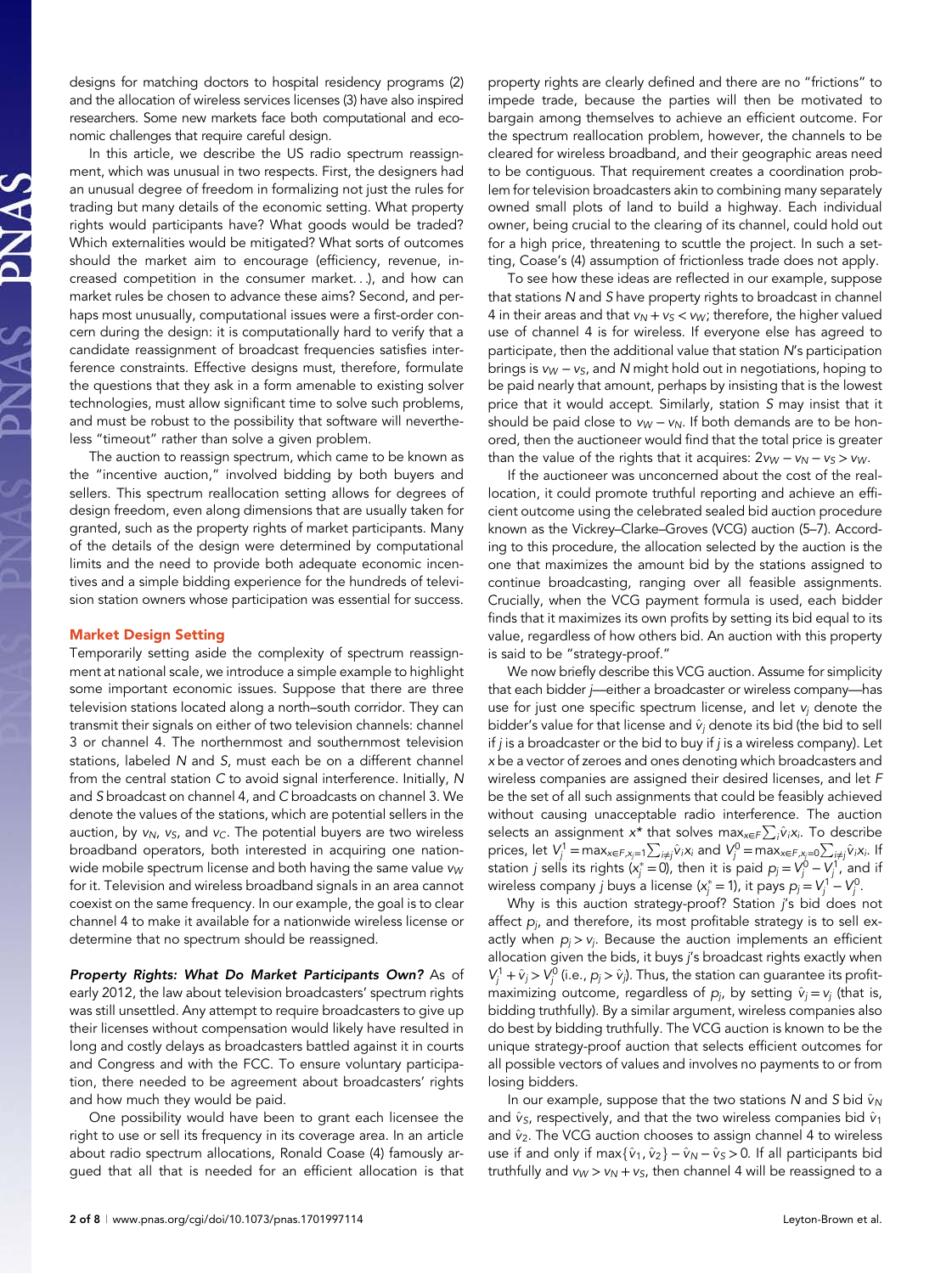designs for matching doctors to hospital residency programs (2) and the allocation of wireless services licenses (3) have also inspired researchers. Some new markets face both computational and economic challenges that require careful design.

In this article, we describe the US radio spectrum reassignment, which was unusual in two respects. First, the designers had an unusual degree of freedom in formalizing not just the rules for trading but many details of the economic setting. What property rights would participants have? What goods would be traded? Which externalities would be mitigated? What sorts of outcomes should the market aim to encourage (efficiency, revenue, increased competition in the consumer market. . .), and how can market rules be chosen to advance these aims? Second, and perhaps most unusually, computational issues were a first-order concern during the design: it is computationally hard to verify that a candidate reassignment of broadcast frequencies satisfies interference constraints. Effective designs must, therefore, formulate the questions that they ask in a form amenable to existing solver technologies, must allow significant time to solve such problems, and must be robust to the possibility that software will nevertheless "timeout" rather than solve a given problem.

The auction to reassign spectrum, which came to be known as the "incentive auction," involved bidding by both buyers and sellers. This spectrum reallocation setting allows for degrees of design freedom, even along dimensions that are usually taken for granted, such as the property rights of market participants. Many of the details of the design were determined by computational limits and the need to provide both adequate economic incentives and a simple bidding experience for the hundreds of television station owners whose participation was essential for success.

## Market Design Setting

Temporarily setting aside the complexity of spectrum reassignment at national scale, we introduce a simple example to highlight some important economic issues. Suppose that there are three television stations located along a north–south corridor. They can transmit their signals on either of two television channels: channel 3 or channel 4. The northernmost and southernmost television stations, labeled $N$ and $S$, must each be on a different channel from the central station $C$ to avoid signal interference. Initially, $N$ and $S$ broadcast on channel 4, and $C$ broadcasts on channel 3. We denote the values of the stations, which are potential sellers in the auction, by $v_N$, $v_S$, and $v_C$. The potential buyers are two wireless broadband operators, both interested in acquiring one nationwide mobile spectrum license and both having the same value $v_W$ for it. Television and wireless broadband signals in an area cannot coexist on the same frequency. In our example, the goal is to clear channel 4 to make it available for a nationwide wireless license or determine that no spectrum should be reassigned.

***Property Rights: What Do Market Participants Own?*** As of early 2012, the law about television broadcasters' spectrum rights was still unsettled. Any attempt to require broadcasters to give up their licenses without compensation would likely have resulted in long and costly delays as broadcasters battled against it in courts and Congress and with the FCC. To ensure voluntary participation, there needed to be agreement about broadcasters' rights and how much they would be paid.

One possibility would have been to grant each licensee the right to use or sell its frequency in its coverage area. In an article about radio spectrum allocations, Ronald Coase (4) famously argued that all that is needed for an efficient allocation is that property rights are clearly defined and there are no "frictions" to impede trade, because the parties will then be motivated to bargain among themselves to achieve an efficient outcome. For the spectrum reallocation problem, however, the channels to be cleared for wireless broadband, and their geographic areas need to be contiguous. That requirement creates a coordination problem for television broadcasters akin to combining many separately owned small plots of land to build a highway. Each individual owner, being crucial to the clearing of its channel, could hold out for a high price, threatening to scuttle the project. In such a setting, Coase's (4) assumption of frictionless trade does not apply.

To see how these ideas are reflected in our example, suppose that stations $N$ and $S$ have property rights to broadcast in channel 4 in their areas and that $v_N + v_S < v_W$; therefore, the higher valued use of channel 4 is for wireless. If everyone else has agreed to participate, then the additional value that station $N$'s participation brings is $v_W - v_S$, and $N$ might hold out in negotiations, hoping to be paid nearly that amount, perhaps by insisting that is the lowest price that it would accept. Similarly, station $S$ may insist that it should be paid close to $v_W - v_N$. If both demands are to be honored, then the auctioneer would find that the total price is greater than the value of the rights that it acquires: $2v_W - v_N - v_S > v_W$.

If the auctioneer was unconcerned about the cost of the reallocation, it could promote truthful reporting and achieve an efficient outcome using the celebrated sealed bid auction procedure known as the Vickrey–Clarke–Groves (VCG) auction (5–7). According to this procedure, the allocation selected by the auction is the one that maximizes the amount bid by the stations assigned to continue broadcasting, ranging over all feasible assignments. Crucially, when the VCG payment formula is used, each bidder finds that it maximizes its own profits by setting its bid equal to its value, regardless of how others bid. An auction with this property is said to be "strategy-proof."

We now briefly describe this VCG auction. Assume for simplicity that each bidder $j$—either a broadcaster or wireless company—has use for just one specific spectrum license, and let $v_j$ denote the bidder's value for that license and $\hat{v}_j$ denote its bid (the bid to sell if $j$ is a broadcaster or the bid to buy if $j$ is a wireless company). Let $x$ be a vector of zeroes and ones denoting which broadcasters and wireless companies are assigned their desired licenses, and let $F$ be the set of all such assignments that could be feasibly achieved without causing unacceptable radio interference. The auction selects an assignment $x^*$ that solves $\max_{x \in F} \sum_i \hat{v}_i x_i$. To describe prices, let $V_j^1 = \max_{x \in F, x_j=1} \sum_{i \neq j} \hat{v}_i x_i$ and $V_j^0 = \max_{x \in F, x_j=0} \sum_{i \neq j} \hat{v}_i x_i$. If station $j$ sells its rights ($x_j^* = 0$), then it is paid $p_j = V_j^0 - V_j^1$, and if wireless company $j$ buys a license ($x_j^* = 1$), it pays $p_j = V_j^1 - V_j^0$.

Why is this auction strategy-proof? Station $j$'s bid does not affect $p_j$, and therefore, its most profitable strategy is to sell exactly when $p_j > v_j$. Because the auction implements an efficient allocation given the bids, it buys $j$'s broadcast rights exactly when $V_j^1 + \hat{v}_j > V_j^0$ (i.e., $p_j > \hat{v}_j$). Thus, the station can guarantee its profit-maximizing outcome, regardless of $p_j$, by setting $\hat{v}_j = v_j$ (that is, bidding truthfully). By a similar argument, wireless companies also do best by bidding truthfully. The VCG auction is known to be the unique strategy-proof auction that selects efficient outcomes for all possible vectors of values and involves no payments to or from losing bidders.

In our example, suppose that the two stations $N$ and $S$ bid $\hat{v}_N$ and $\hat{v}_S$, respectively, and that the two wireless companies bid $\hat{v}_1$ and $\hat{v}_2$. The VCG auction chooses to assign channel 4 to wireless use if and only if $\max\{\hat{v}_1, \hat{v}_2\} - \hat{v}_N - \hat{v}_S > 0$. If all participants bid truthfully and $v_W > v_N + v_S$, then channel 4 will be reassigned to a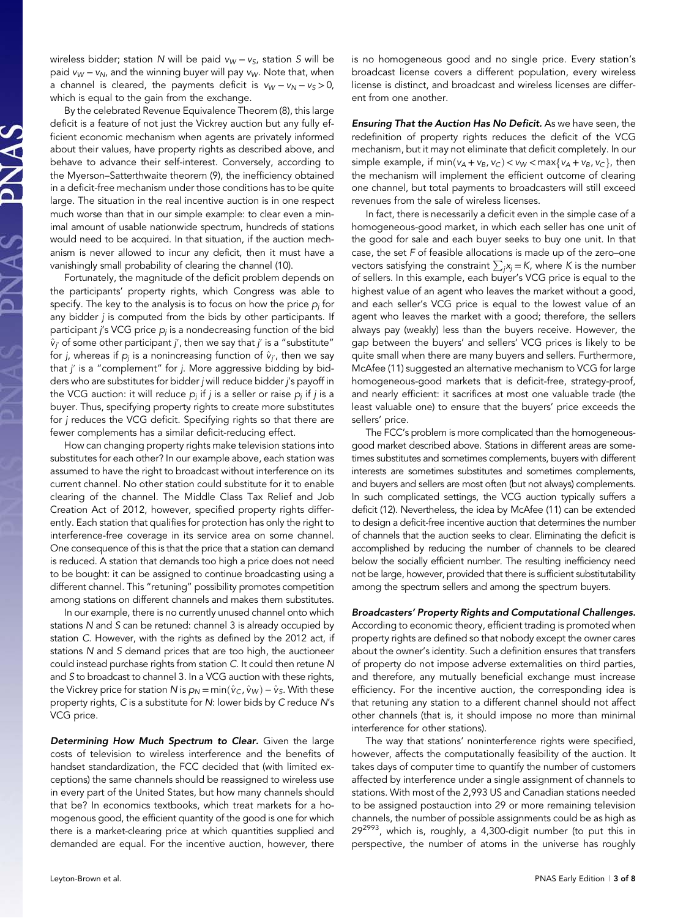wireless bidder; station $N$ will be paid $v_W - v_S$, station $S$ will be paid $v_W - v_N$, and the winning buyer will pay $v_W$. Note that, when a channel is cleared, the payments deficit is $v_W - v_N - v_S > 0$, which is equal to the gain from the exchange.

By the celebrated Revenue Equivalence Theorem (8), this large deficit is a feature of not just the Vickrey auction but any fully efficient economic mechanism when agents are privately informed about their values, have property rights as described above, and behave to advance their self-interest. Conversely, according to the Myerson–Satterthwaite theorem (9), the inefficiency obtained in a deficit-free mechanism under those conditions has to be quite large. The situation in the real incentive auction is in one respect much worse than that in our simple example: to clear even a minimal amount of usable nationwide spectrum, hundreds of stations would need to be acquired. In that situation, if the auction mechanism is never allowed to incur any deficit, then it must have a vanishingly small probability of clearing the channel (10).

Fortunately, the magnitude of the deficit problem depends on the participants' property rights, which Congress was able to specify. The key to the analysis is to focus on how the price $p_j$ for any bidder $j$ is computed from the bids by other participants. If participant $j$'s VCG price $p_j$ is a nondecreasing function of the bid $\hat{v}_{j'}$ of some other participant $j'$, then we say that $j'$ is a "substitute" for $j$, whereas if $p_j$ is a nonincreasing function of $\hat{v}_{j'}$, then we say that $j'$ is a "complement" for $j$. More aggressive bidding by bidders who are substitutes for bidder $j$ will reduce bidder $j$'s payoff in the VCG auction: it will reduce $p_j$ if $j$ is a seller or raise $p_j$ if $j$ is a buyer. Thus, specifying property rights to create more substitutes for $j$ reduces the VCG deficit. Specifying rights so that there are fewer complements has a similar deficit-reducing effect.

How can changing property rights make television stations into substitutes for each other? In our example above, each station was assumed to have the right to broadcast without interference on its current channel. No other station could substitute for it to enable clearing of the channel. The Middle Class Tax Relief and Job Creation Act of 2012, however, specified property rights differently. Each station that qualifies for protection has only the right to interference-free coverage in its service area on some channel. One consequence of this is that the price that a station can demand is reduced. A station that demands too high a price does not need to be bought: it can be assigned to continue broadcasting using a different channel. This "retuning" possibility promotes competition among stations on different channels and makes them substitutes.

In our example, there is no currently unused channel onto which stations $N$ and $S$ can be retuned: channel 3 is already occupied by station $C$. However, with the rights as defined by the 2012 act, if stations $N$ and $S$ demand prices that are too high, the auctioneer could instead purchase rights from station $C$. It could then retune $N$ and $S$ to broadcast to channel 3. In a VCG auction with these rights, the Vickrey price for station $N$ is $p_N = \min(\hat{v}_C, \hat{v}_W) - \hat{v}_S$. With these property rights, $C$ is a substitute for $N$: lower bids by $C$ reduce $N$'s VCG price.

***Determining How Much Spectrum to Clear.*** Given the large costs of television to wireless interference and the benefits of handset standardization, the FCC decided that (with limited exceptions) the same channels should be reassigned to wireless use in every part of the United States, but how many channels should that be? In economics textbooks, which treat markets for a homogenous good, the efficient quantity of the good is one for which there is a market-clearing price at which quantities supplied and demanded are equal. For the incentive auction, however, there is no homogeneous good and no single price. Every station's broadcast license covers a different population, every wireless license is distinct, and broadcast and wireless licenses are different from one another.

***Ensuring That the Auction Has No Deficit.*** As we have seen, the redefinition of property rights reduces the deficit of the VCG mechanism, but it may not eliminate that deficit completely. In our simple example, if $\min(v_A + v_B, v_C) < v_W < \max\{v_A + v_B, v_C\}$, then the mechanism will implement the efficient outcome of clearing one channel, but total payments to broadcasters will still exceed revenues from the sale of wireless licenses.

In fact, there is necessarily a deficit even in the simple case of a homogeneous-good market, in which each seller has one unit of the good for sale and each buyer seeks to buy one unit. In that case, the set $F$ of feasible allocations is made up of the zero–one vectors satisfying the constraint $\sum_j x_j = K$, where $K$ is the number of sellers. In this example, each buyer's VCG price is equal to the highest value of an agent who leaves the market without a good, and each seller's VCG price is equal to the lowest value of an agent who leaves the market with a good; therefore, the sellers always pay (weakly) less than the buyers receive. However, the gap between the buyers' and sellers' VCG prices is likely to be quite small when there are many buyers and sellers. Furthermore, McAfee (11) suggested an alternative mechanism to VCG for large homogeneous-good markets that is deficit-free, strategy-proof, and nearly efficient: it sacrifices at most one valuable trade (the least valuable one) to ensure that the buyers' price exceeds the sellers' price.

The FCC's problem is more complicated than the homogeneous-good market described above. Stations in different areas are sometimes substitutes and sometimes complements, buyers with different interests are sometimes substitutes and sometimes complements, and buyers and sellers are most often (but not always) complements. In such complicated settings, the VCG auction typically suffers a deficit (12). Nevertheless, the idea by McAfee (11) can be extended to design a deficit-free incentive auction that determines the number of channels that the auction seeks to clear. Eliminating the deficit is accomplished by reducing the number of channels to be cleared below the socially efficient number. The resulting inefficiency need not be large, however, provided that there is sufficient substitutability among the spectrum sellers and among the spectrum buyers.

***Broadcasters' Property Rights and Computational Challenges.*** According to economic theory, efficient trading is promoted when property rights are defined so that nobody except the owner cares about the owner's identity. Such a definition ensures that transfers of property do not impose adverse externalities on third parties, and therefore, any mutually beneficial exchange must increase efficiency. For the incentive auction, the corresponding idea is that retuning any station to a different channel should not affect other channels (that is, it should impose no more than minimal interference for other stations).

The way that stations' noninterference rights were specified, however, affects the computationally feasibility of the auction. It takes days of computer time to quantify the number of customers affected by interference under a single assignment of channels to stations. With most of the 2,993 US and Canadian stations needed to be assigned postauction into 29 or more remaining television channels, the number of possible assignments could be as high as $29^{2993}$, which is, roughly, a 4,300-digit number (to put this in perspective, the number of atoms in the universe has roughly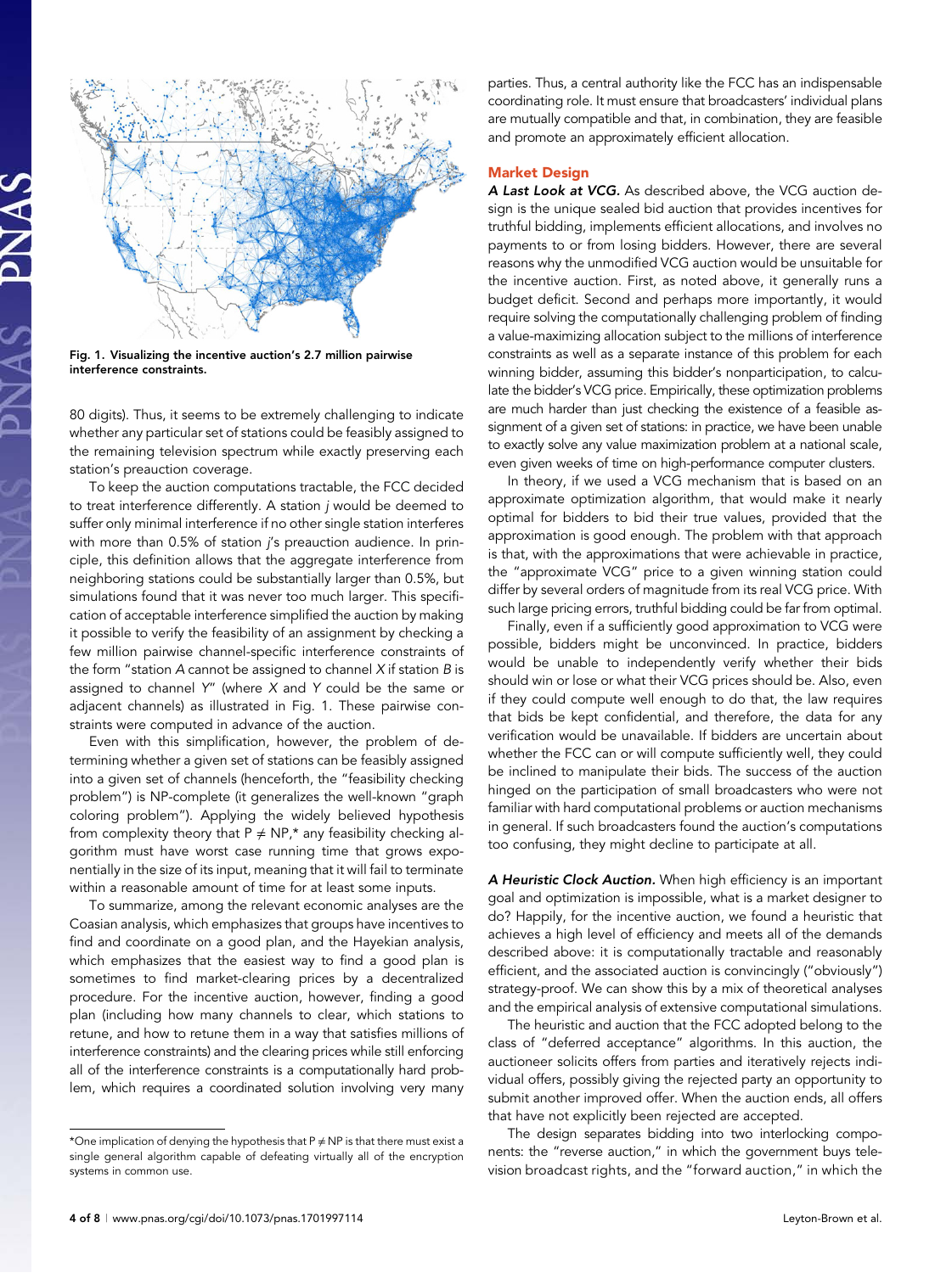Fig. 1. Visualizing the incentive auction's 2.7 million pairwise interference constraints.

80 digits). Thus, it seems to be extremely challenging to indicate whether any particular set of stations could be feasibly assigned to the remaining television spectrum while exactly preserving each station's preauction coverage.

To keep the auction computations tractable, the FCC decided to treat interference differently. A station $j$ would be deemed to suffer only minimal interference if no other single station interferes with more than 0.5% of station $j$'s preauction audience. In principle, this definition allows that the aggregate interference from neighboring stations could be substantially larger than 0.5%, but simulations found that it was never too much larger. This specification of acceptable interference simplified the auction by making it possible to verify the feasibility of an assignment by checking a few million pairwise channel-specific interference constraints of the form "station $A$ cannot be assigned to channel $X$ if station $B$ is assigned to channel $Y$" (where $X$ and $Y$ could be the same or adjacent channels) as illustrated in Fig. 1. These pairwise constraints were computed in advance of the auction.

Even with this simplification, however, the problem of determining whether a given set of stations can be feasibly assigned into a given set of channels (henceforth, the "feasibility checking problem") is NP-complete (it generalizes the well-known "graph coloring problem"). Applying the widely believed hypothesis from complexity theory that $P \neq NP$,* any feasibility checking algorithm must have worst case running time that grows exponentially in the size of its input, meaning that it will fail to terminate within a reasonable amount of time for at least some inputs.

To summarize, among the relevant economic analyses are the Coasian analysis, which emphasizes that groups have incentives to find and coordinate on a good plan, and the Hayekian analysis, which emphasizes that the easiest way to find a good plan is sometimes to find market-clearing prices by a decentralized procedure. For the incentive auction, however, finding a good plan (including how many channels to clear, which stations to retune, and how to retune them in a way that satisfies millions of interference constraints) and the clearing prices while still enforcing all of the interference constraints is a computationally hard problem, which requires a coordinated solution involving very many parties. Thus, a central authority like the FCC has an indispensable coordinating role. It must ensure that broadcasters' individual plans are mutually compatible and that, in combination, they are feasible and promote an approximately efficient allocation.

*One implication of denying the hypothesis that $P \neq NP$ is that there must exist a single general algorithm capable of defeating virtually all of the encryption systems in common use.

## Market Design

***A Last Look at VCG.*** As described above, the VCG auction design is the unique sealed bid auction that provides incentives for truthful bidding, implements efficient allocations, and involves no payments to or from losing bidders. However, there are several reasons why the unmodified VCG auction would be unsuitable for the incentive auction. First, as noted above, it generally runs a budget deficit. Second and perhaps more importantly, it would require solving the computationally challenging problem of finding a value-maximizing allocation subject to the millions of interference constraints as well as a separate instance of this problem for each winning bidder, assuming this bidder's nonparticipation, to calculate the bidder's VCG price. Empirically, these optimization problems are much harder than just checking the existence of a feasible assignment of a given set of stations: in practice, we have been unable to exactly solve any value maximization problem at a national scale, even given weeks of time on high-performance computer clusters.

In theory, if we used a VCG mechanism that is based on an approximate optimization algorithm, that would make it nearly optimal for bidders to bid their true values, provided that the approximation is good enough. The problem with that approach is that, with the approximations that were achievable in practice, the "approximate VCG" price to a given winning station could differ by several orders of magnitude from its real VCG price. With such large pricing errors, truthful bidding could be far from optimal.

Finally, even if a sufficiently good approximation to VCG were possible, bidders might be unconvinced. In practice, bidders would be unable to independently verify whether their bids should win or lose or what their VCG prices should be. Also, even if they could compute well enough to do that, the law requires that bids be kept confidential, and therefore, the data for any verification would be unavailable. If bidders are uncertain about whether the FCC can or will compute sufficiently well, they could be inclined to manipulate their bids. The success of the auction hinged on the participation of small broadcasters who were not familiar with hard computational problems or auction mechanisms in general. If such broadcasters found the auction's computations too confusing, they might decline to participate at all.

***A Heuristic Clock Auction.*** When high efficiency is an important goal and optimization is impossible, what is a market designer to do? Happily, for the incentive auction, we found a heuristic that achieves a high level of efficiency and meets all of the demands described above: it is computationally tractable and reasonably efficient, and the associated auction is convincingly ("obviously") strategy-proof. We can show this by a mix of theoretical analyses and the empirical analysis of extensive computational simulations.

The heuristic and auction that the FCC adopted belong to the class of "deferred acceptance" algorithms. In this auction, the auctioneer solicits offers from parties and iteratively rejects individual offers, possibly giving the rejected party an opportunity to submit another improved offer. When the auction ends, all offers that have not explicitly been rejected are accepted.

The design separates bidding into two interlocking components: the "reverse auction," in which the government buys television broadcast rights, and the "forward auction," in which the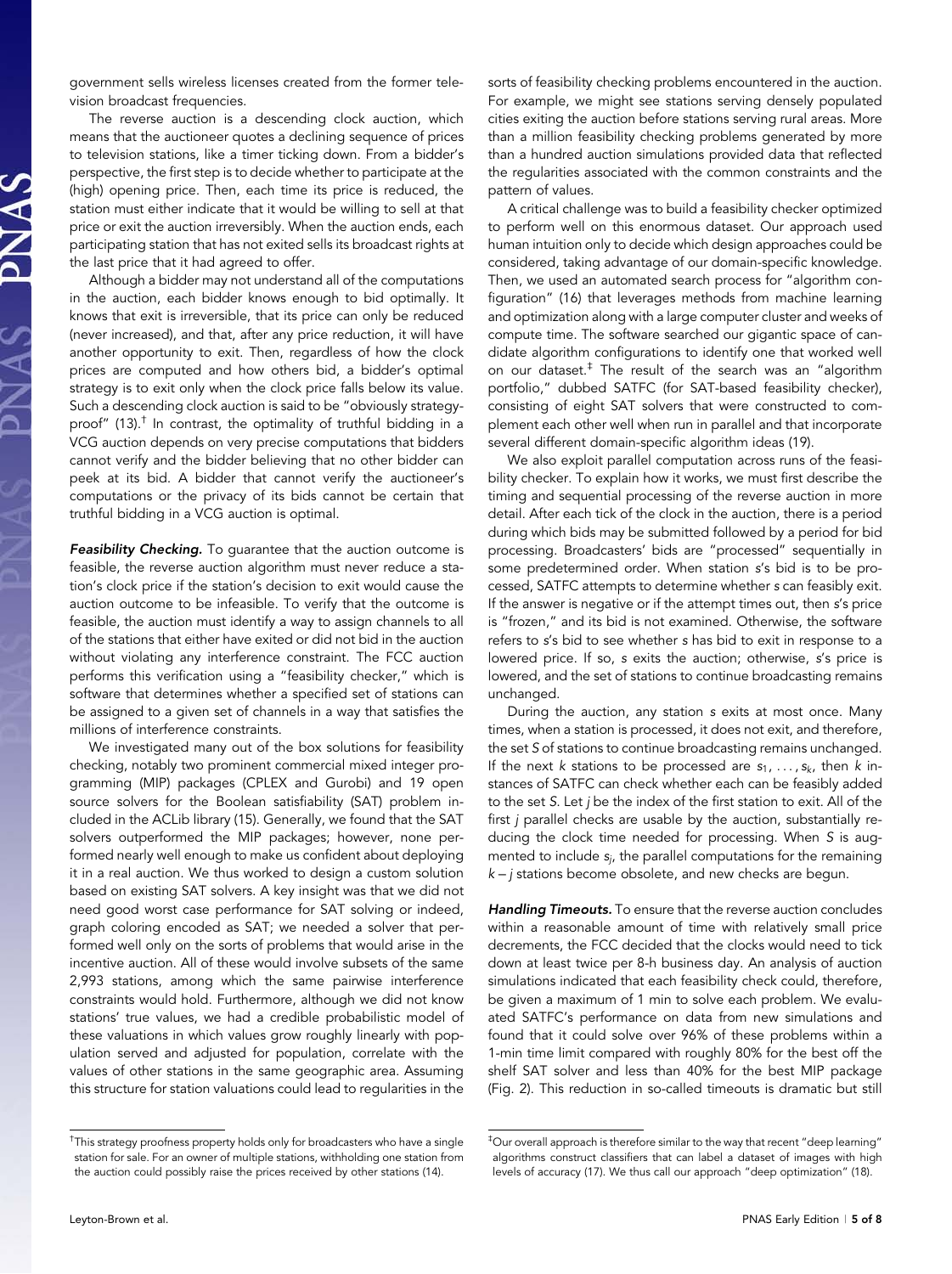government sells wireless licenses created from the former television broadcast frequencies.

The reverse auction is a descending clock auction, which means that the auctioneer quotes a declining sequence of prices to television stations, like a timer ticking down. From a bidder's perspective, the first step is to decide whether to participate at the (high) opening price. Then, each time its price is reduced, the station must either indicate that it would be willing to sell at that price or exit the auction irreversibly. When the auction ends, each participating station that has not exited sells its broadcast rights at the last price that it had agreed to offer.

Although a bidder may not understand all of the computations in the auction, each bidder knows enough to bid optimally. It knows that exit is irreversible, that its price can only be reduced (never increased), and that, after any price reduction, it will have another opportunity to exit. Then, regardless of how the clock prices are computed and how others bid, a bidder's optimal strategy is to exit only when the clock price falls below its value. Such a descending clock auction is said to be "obviously strategy-proof" (13).[†] In contrast, the optimality of truthful bidding in a VCG auction depends on very precise computations that bidders cannot verify and the bidder believing that no other bidder can peek at its bid. A bidder that cannot verify the auctioneer's computations or the privacy of its bids cannot be certain that truthful bidding in a VCG auction is optimal.

***Feasibility Checking.*** To guarantee that the auction outcome is feasible, the reverse auction algorithm must never reduce a station's clock price if the station's decision to exit would cause the auction outcome to be infeasible. To verify that the outcome is feasible, the auction must identify a way to assign channels to all of the stations that either have exited or did not bid in the auction without violating any interference constraint. The FCC auction performs this verification using a "feasibility checker," which is software that determines whether a specified set of stations can be assigned to a given set of channels in a way that satisfies the millions of interference constraints.

We investigated many out of the box solutions for feasibility checking, notably two prominent commercial mixed integer programming (MIP) packages (CPLEX and Gurobi) and 19 open source solvers for the Boolean satisfiability (SAT) problem included in the ACLib library (15). Generally, we found that the SAT solvers outperformed the MIP packages; however, none performed nearly well enough to make us confident about deploying it in a real auction. We thus worked to design a custom solution based on existing SAT solvers. A key insight was that we did not need good worst case performance for SAT solving or indeed, graph coloring encoded as SAT; we needed a solver that performed well only on the sorts of problems that would arise in the incentive auction. All of these would involve subsets of the same 2,993 stations, among which the same pairwise interference constraints would hold. Furthermore, although we did not know stations' true values, we had a credible probabilistic model of these valuations in which values grow roughly linearly with population served and adjusted for population, correlate with the values of other stations in the same geographic area. Assuming this structure for station valuations could lead to regularities in the sorts of feasibility checking problems encountered in the auction. For example, we might see stations serving densely populated cities exiting the auction before stations serving rural areas. More than a million feasibility checking problems generated by more than a hundred auction simulations provided data that reflected the regularities associated with the common constraints and the pattern of values.

A critical challenge was to build a feasibility checker optimized to perform well on this enormous dataset. Our approach used human intuition only to decide which design approaches could be considered, taking advantage of our domain-specific knowledge. Then, we used an automated search process for "algorithm configuration" (16) that leverages methods from machine learning and optimization along with a large computer cluster and weeks of compute time. The software searched our gigantic space of candidate algorithm configurations to identify one that worked well on our dataset.[‡] The result of the search was an "algorithm portfolio," dubbed SATFC (for SAT-based feasibility checker), consisting of eight SAT solvers that were constructed to complement each other well when run in parallel and that incorporate several different domain-specific algorithm ideas (19).

We also exploit parallel computation across runs of the feasibility checker. To explain how it works, we must first describe the timing and sequential processing of the reverse auction in more detail. After each tick of the clock in the auction, there is a period during which bids may be submitted followed by a period for bid processing. Broadcasters' bids are "processed" sequentially in some predetermined order. When station $s$'s bid is to be processed, SATFC attempts to determine whether $s$ can feasibly exit. If the answer is negative or if the attempt times out, then $s$'s price is "frozen," and its bid is not examined. Otherwise, the software refers to $s$'s bid to see whether $s$ has bid to exit in response to a lowered price. If so, $s$ exits the auction; otherwise, $s$'s price is lowered, and the set of stations to continue broadcasting remains unchanged.

During the auction, any station $s$ exits at most once. Many times, when a station is processed, it does not exit, and therefore, the set $S$ of stations to continue broadcasting remains unchanged. If the next $k$ stations to be processed are $s_1, \ldots, s_k$, then $k$ instances of SATFC can check whether each can be feasibly added to the set $S$. Let $j$ be the index of the first station to exit. All of the first $j$ parallel checks are usable by the auction, substantially reducing the clock time needed for processing. When $S$ is augmented to include $s_j$, the parallel computations for the remaining $k - j$ stations become obsolete, and new checks are begun.

***Handling Timeouts.*** To ensure that the reverse auction concludes within a reasonable amount of time with relatively small price decrements, the FCC decided that the clocks would need to tick down at least twice per 8-h business day. An analysis of auction simulations indicated that each feasibility check could, therefore, be given a maximum of 1 min to solve each problem. We evaluated SATFC's performance on data from new simulations and found that it could solve over 96% of these problems within a 1-min time limit compared with roughly 80% for the best off the shelf SAT solver and less than 40% for the best MIP package (Fig. 2). This reduction in so-called timeouts is dramatic but still

[†] This strategy proofness property holds only for broadcasters who have a single station for sale. For an owner of multiple stations, withholding one station from the auction could possibly raise the prices received by other stations (14).

[‡] Our overall approach is therefore similar to the way that recent "deep learning" algorithms construct classifiers that can label a dataset of images with high levels of accuracy (17). We thus call our approach "deep optimization" (18).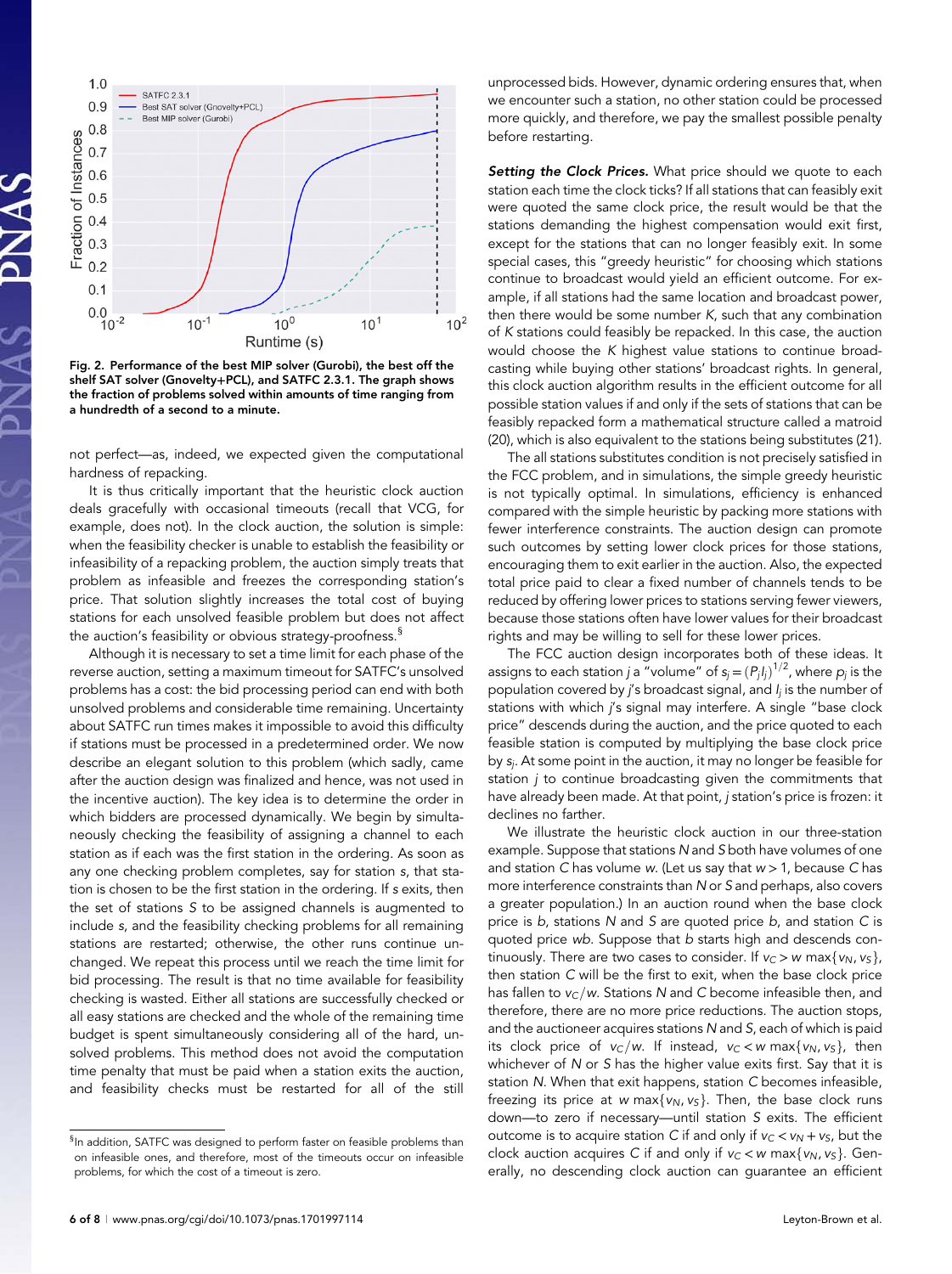1.0
0.9
0.8
0.7
0.6
0.5
0.4
0.3
0.2
0.1
0.0
Fraction of Instances
SATFC 2.3.1
Best SAT solver (Gnovelty+PCL)
Best MIP solver (Gurobi)
$10^{-2}$
$10^{-1}$
$10^{0}$
$10^{1}$
$10^{2}$
Runtime (s)

**Fig. 2. Performance of the best MIP solver (Gurobi), the best off the shelf SAT solver (Gnovelty+PCL), and SATFC 2.3.1. The graph shows the fraction of problems solved within amounts of time ranging from a hundredth of a second to a minute.**

not perfect—as, indeed, we expected given the computational hardness of repacking.

It is thus critically important that the heuristic clock auction deals gracefully with occasional timeouts (recall that VCG, for example, does not). In the clock auction, the solution is simple: when the feasibility checker is unable to establish the feasibility or infeasibility of a repacking problem, the auction simply treats that problem as infeasible and freezes the corresponding station's price. That solution slightly increases the total cost of buying stations for each unsolved feasible problem but does not affect the auction's feasibility or obvious strategy-proofness.[§]

Although it is necessary to set a time limit for each phase of the reverse auction, setting a maximum timeout for SATFC's unsolved problems has a cost: the bid processing period can end with both unsolved problems and considerable time remaining. Uncertainty about SATFC run times makes it impossible to avoid this difficulty if stations must be processed in a predetermined order. We now describe an elegant solution to this problem (which sadly, came after the auction design was finalized and hence, was not used in the incentive auction). The key idea is to determine the order in which bidders are processed dynamically. We begin by simultaneously checking the feasibility of assigning a channel to each station as if each was the first station in the ordering. As soon as any one checking problem completes, say for station $s$, that station is chosen to be the first station in the ordering. If $s$ exits, then the set of stations $S$ to be assigned channels is augmented to include $s$, and the feasibility checking problems for all remaining stations are restarted; otherwise, the other runs continue unchanged. We repeat this process until we reach the time limit for bid processing. The result is that no time available for feasibility checking is wasted. Either all stations are successfully checked or all easy stations are checked and the whole of the remaining time budget is spent simultaneously considering all of the hard, unsolved problems. This method does not avoid the computation time penalty that must be paid when a station exits the auction, and feasibility checks must be restarted for all of the still unprocessed bids. However, dynamic ordering ensures that, when we encounter such a station, no other station could be processed more quickly, and therefore, we pay the smallest possible penalty before restarting.

***Setting the Clock Prices.*** What price should we quote to each station each time the clock ticks? If all stations that can feasibly exit were quoted the same clock price, the result would be that the stations demanding the highest compensation would exit first, except for the stations that can no longer feasibly exit. In some special cases, this "greedy heuristic" for choosing which stations continue to broadcast would yield an efficient outcome. For example, if all stations had the same location and broadcast power, then there would be some number $K$, such that any combination of $K$ stations could feasibly be repacked. In this case, the auction would choose the $K$ highest value stations to continue broadcasting while buying other stations' broadcast rights. In general, this clock auction algorithm results in the efficient outcome for all possible station values if and only if the sets of stations that can be feasibly repacked form a mathematical structure called a matroid (20), which is also equivalent to the stations being substitutes (21).

The all stations substitutes condition is not precisely satisfied in the FCC problem, and in simulations, the simple greedy heuristic is not typically optimal. In simulations, efficiency is enhanced compared with the simple heuristic by packing more stations with fewer interference constraints. The auction design can promote such outcomes by setting lower clock prices for those stations, encouraging them to exit earlier in the auction. Also, the expected total price paid to clear a fixed number of channels tends to be reduced by offering lower prices to stations serving fewer viewers, because those stations often have lower values for their broadcast rights and may be willing to sell for these lower prices.

The FCC auction design incorporates both of these ideas. It assigns to each station $j$ a "volume" of $s_j = (P_j I_j)^{1/2}$, where $p_j$ is the population covered by $j$'s broadcast signal, and $I_j$ is the number of stations with which $j$'s signal may interfere. A single "base clock price" descends during the auction, and the price quoted to each feasible station is computed by multiplying the base clock price by $s_j$. At some point in the auction, it may no longer be feasible for station $j$ to continue broadcasting given the commitments that have already been made. At that point, $j$ station's price is frozen: it declines no farther.

We illustrate the heuristic clock auction in our three-station example. Suppose that stations $N$ and $S$ both have volumes of one and station $C$ has volume $w$. (Let us say that $w > 1$, because $C$ has more interference constraints than $N$ or $S$ and perhaps, also covers a greater population.) In an auction round when the base clock price is $b$, stations $N$ and $S$ are quoted price $b$, and station $C$ is quoted price $wb$. Suppose that $b$ starts high and descends continuously. There are two cases to consider. If $v_C > w \max\{v_N, v_S\}$, then station $C$ will be the first to exit, when the base clock price has fallen to $v_C/w$. Stations $N$ and $C$ become infeasible then, and therefore, there are no more price reductions. The auction stops, and the auctioneer acquires stations $N$ and $S$, each of which is paid its clock price of $v_C/w$. If instead, $v_C < w \max\{v_N, v_S\}$, then whichever of $N$ or $S$ has the higher value exits first. Say that it is station $N$. When that exit happens, station $C$ becomes infeasible, freezing its price at $w \max\{v_N, v_S\}$. Then, the base clock runs down—to zero if necessary—until station $S$ exits. The efficient outcome is to acquire station $C$ if and only if $v_C < v_N + v_S$, but the clock auction acquires $C$ if and only if $v_C < w \max\{v_N, v_S\}$. Generally, no descending clock auction can guarantee an efficient

---

[§] In addition, SATFC was designed to perform faster on feasible problems than on infeasible ones, and therefore, most of the timeouts occur on infeasible problems, for which the cost of a timeout is zero.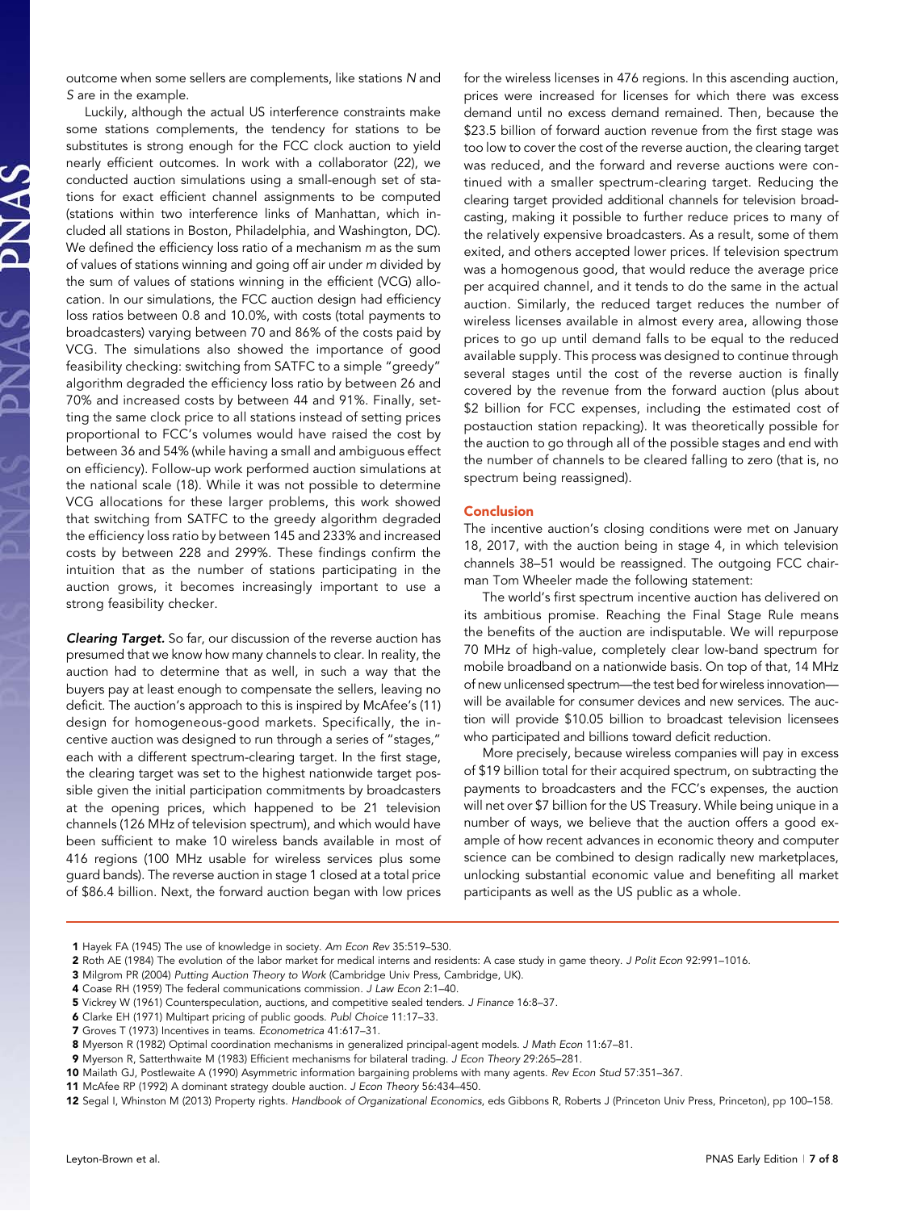outcome when some sellers are complements, like stations $N$ and $S$ are in the example.

Luckily, although the actual US interference constraints make some stations complements, the tendency for stations to be substitutes is strong enough for the FCC clock auction to yield nearly efficient outcomes. In work with a collaborator (22), we conducted auction simulations using a small-enough set of stations for exact efficient channel assignments to be computed (stations within two interference links of Manhattan, which included all stations in Boston, Philadelphia, and Washington, DC). We defined the efficiency loss ratio of a mechanism $m$ as the sum of values of stations winning and going off air under $m$ divided by the sum of values of stations winning in the efficient (VCG) allocation. In our simulations, the FCC auction design had efficiency loss ratios between 0.8 and 10.0%, with costs (total payments to broadcasters) varying between 70 and 86% of the costs paid by VCG. The simulations also showed the importance of good feasibility checking: switching from SATFC to a simple "greedy" algorithm degraded the efficiency loss ratio by between 26 and 70% and increased costs by between 44 and 91%. Finally, setting the same clock price to all stations instead of setting prices proportional to FCC's volumes would have raised the cost by between 36 and 54% (while having a small and ambiguous effect on efficiency). Follow-up work performed auction simulations at the national scale (18). While it was not possible to determine VCG allocations for these larger problems, this work showed that switching from SATFC to the greedy algorithm degraded the efficiency loss ratio by between 145 and 233% and increased costs by between 228 and 299%. These findings confirm the intuition that as the number of stations participating in the auction grows, it becomes increasingly important to use a strong feasibility checker.

***Clearing Target.*** So far, our discussion of the reverse auction has presumed that we know how many channels to clear. In reality, the auction had to determine that as well, in such a way that the buyers pay at least enough to compensate the sellers, leaving no deficit. The auction's approach to this is inspired by McAfee's (11) design for homogeneous-good markets. Specifically, the incentive auction was designed to run through a series of "stages," each with a different spectrum-clearing target. In the first stage, the clearing target was set to the highest nationwide target possible given the initial participation commitments by broadcasters at the opening prices, which happened to be 21 television channels (126 MHz of television spectrum), and which would have been sufficient to make 10 wireless bands available in most of 416 regions (100 MHz usable for wireless services plus some guard bands). The reverse auction in stage 1 closed at a total price of \$86.4 billion. Next, the forward auction began with low prices for the wireless licenses in 476 regions. In this ascending auction, prices were increased for licenses for which there was excess demand until no excess demand remained. Then, because the \$23.5 billion of forward auction revenue from the first stage was too low to cover the cost of the reverse auction, the clearing target was reduced, and the forward and reverse auctions were continued with a smaller spectrum-clearing target. Reducing the clearing target provided additional channels for television broadcasting, making it possible to further reduce prices to many of the relatively expensive broadcasters. As a result, some of them exited, and others accepted lower prices. If television spectrum was a homogenous good, that would reduce the average price per acquired channel, and it tends to do the same in the actual auction. Similarly, the reduced target reduces the number of wireless licenses available in almost every area, allowing those prices to go up until demand falls to be equal to the reduced available supply. This process was designed to continue through several stages until the cost of the reverse auction is finally covered by the revenue from the forward auction (plus about \$2 billion for FCC expenses, including the estimated cost of postauction station repacking). It was theoretically possible for the auction to go through all of the possible stages and end with the number of channels to be cleared falling to zero (that is, no spectrum being reassigned).

## Conclusion

The incentive auction's closing conditions were met on January 18, 2017, with the auction being in stage 4, in which television channels 38–51 would be reassigned. The outgoing FCC chairman Tom Wheeler made the following statement:

The world's first spectrum incentive auction has delivered on its ambitious promise. Reaching the Final Stage Rule means the benefits of the auction are indisputable. We will repurpose 70 MHz of high-value, completely clear low-band spectrum for mobile broadband on a nationwide basis. On top of that, 14 MHz of new unlicensed spectrum—the test bed for wireless innovation—will be available for consumer devices and new services. The auction will provide \$10.05 billion to broadcast television licensees who participated and billions toward deficit reduction.

More precisely, because wireless companies will pay in excess of \$19 billion total for their acquired spectrum, on subtracting the payments to broadcasters and the FCC's expenses, the auction will net over \$7 billion for the US Treasury. While being unique in a number of ways, we believe that the auction offers a good example of how recent advances in economic theory and computer science can be combined to design radically new marketplaces, unlocking substantial economic value and benefiting all market participants as well as the US public as a whole.

1. Hayek FA (1945) The use of knowledge in society. *Am Econ Rev* 35:519–530.
2. Roth AE (1984) The evolution of the labor market for medical interns and residents: A case study in game theory. *J Polit Econ* 92:991–1016.
3. Milgrom PR (2004) *Putting Auction Theory to Work* (Cambridge Univ Press, Cambridge, UK).
4. Coase RH (1959) The federal communications commission. *J Law Econ* 2:1–40.
5. Vickrey W (1961) Counterspeculation, auctions, and competitive sealed tenders. *J Finance* 16:8–37.
6. Clarke EH (1971) Multipart pricing of public goods. *Publ Choice* 11:17–33.
7. Groves T (1973) Incentives in teams. *Econometrica* 41:617–31.
8. Myerson R (1982) Optimal coordination mechanisms in generalized principal-agent models. *J Math Econ* 11:67–81.
9. Myerson R, Satterthwaite M (1983) Efficient mechanisms for bilateral trading. *J Econ Theory* 29:265–281.
10. Mailath GJ, Postlewaite A (1990) Asymmetric information bargaining problems with many agents. *Rev Econ Stud* 57:351–367.
11. McAfee RP (1992) A dominant strategy double auction. *J Econ Theory* 56:434–450.
12. Segal I, Whinston M (2013) Property rights. *Handbook of Organizational Economics*, eds Gibbons R, Roberts J (Princeton Univ Press, Princeton), pp 100–158.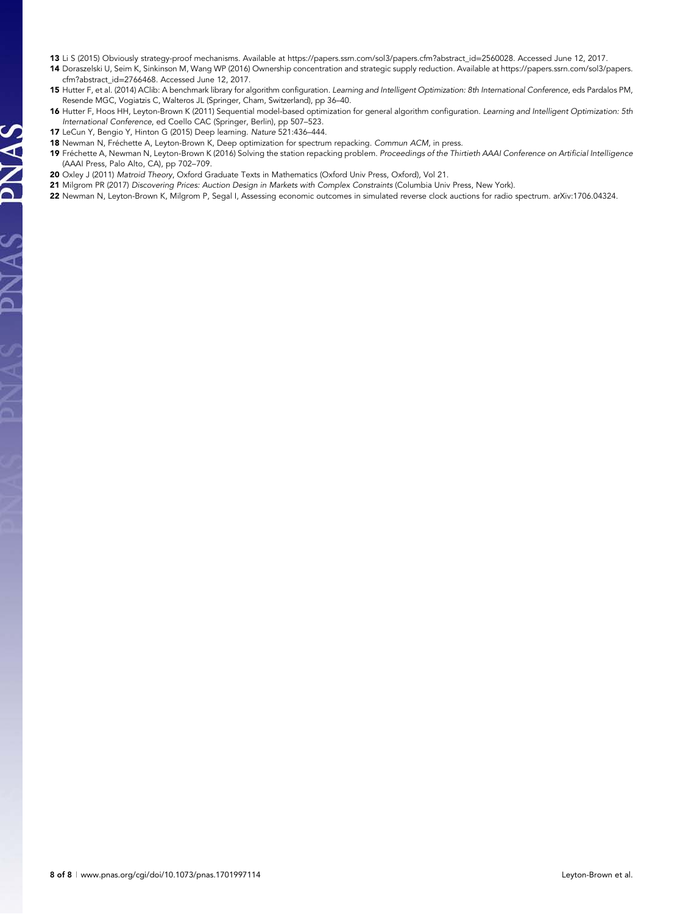13 Li S (2015) Obviously strategy-proof mechanisms. Available at https://papers.ssrn.com/sol3/papers.cfm?abstract_id=2560028. Accessed June 12, 2017.

14 Doraszelski U, Seim K, Sinkinson M, Wang WP (2016) Ownership concentration and strategic supply reduction. Available at https://papers.ssrn.com/sol3/papers.cfm?abstract_id=2766468. Accessed June 12, 2017.

15 Hutter F, et al. (2014) AClib: A benchmark library for algorithm configuration. *Learning and Intelligent Optimization: 8th International Conference*, eds Pardalos PM, Resende MGC, Vogiatzis C, Walteros JL (Springer, Cham, Switzerland), pp 36–40.

16 Hutter F, Hoos HH, Leyton-Brown K (2011) Sequential model-based optimization for general algorithm configuration. *Learning and Intelligent Optimization: 5th International Conference*, ed Coello CAC (Springer, Berlin), pp 507–523.

17 LeCun Y, Bengio Y, Hinton G (2015) Deep learning. *Nature* 521:436–444.

18 Newman N, Fréchette A, Leyton-Brown K, Deep optimization for spectrum repacking. *Commun ACM*, in press.

19 Fréchette A, Newman N, Leyton-Brown K (2016) Solving the station repacking problem. *Proceedings of the Thirtieth AAAI Conference on Artificial Intelligence* (AAAI Press, Palo Alto, CA), pp 702–709.

20 Oxley J (2011) *Matroid Theory*, Oxford Graduate Texts in Mathematics (Oxford Univ Press, Oxford), Vol 21.

21 Milgrom PR (2017) *Discovering Prices: Auction Design in Markets with Complex Constraints* (Columbia Univ Press, New York).

22 Newman N, Leyton-Brown K, Milgrom P, Segal I, Assessing economic outcomes in simulated reverse clock auctions for radio spectrum. arXiv:1706.04324.